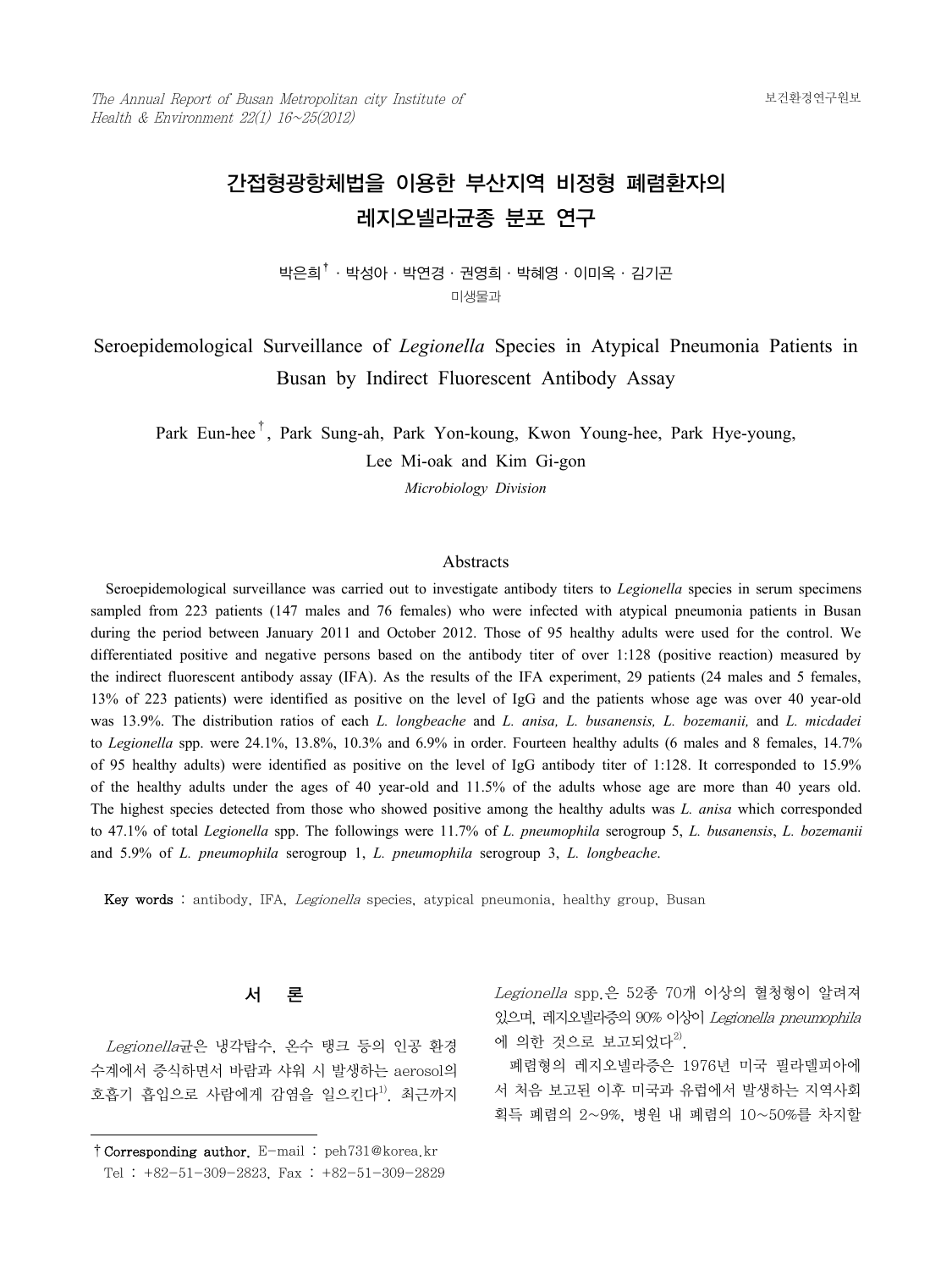# 간접형광항체법을 이용한 부산지역 비정형 폐렴환자의 레지오넬라균종 분포 연구

박은희[†] · 박성아 · 박연경 · 권영희 · 박혜영 · 이미옥 · 김기곤

미생물과

# Seroepidemological Surveillance of *Legionella* Species in Atypical Pneumonia Patients in Busan by Indirect Fluorescent Antibody Assay

Park Eun-hee[†], Park Sung-ah, Park Yon-koung, Kwon Young-hee, Park Hye-young, Lee Mi-oak and Kim Gi-gon

*Microbiology Division*

## Abstracts

Seroepidemological surveillance was carried out to investigate antibody titers to *Legionella* species in serum specimens sampled from 223 patients (147 males and 76 females) who were infected with atypical pneumonia patients in Busan during the period between January 2011 and October 2012. Those of 95 healthy adults were used for the control. We differentiated positive and negative persons based on the antibody titer of over 1:128 (positive reaction) measured by the indirect fluorescent antibody assay (IFA). As the results of the IFA experiment, 29 patients (24 males and 5 females, 13% of 223 patients) were identified as positive on the level of IgG and the patients whose age was over 40 year-old was 13.9%. The distribution ratios of each *L. longbeache* and *L. anisa, L. busanensis, L. bozemanii,* and *L. micdadei* to *Legionella* spp. were 24.1%, 13.8%, 10.3% and 6.9% in order. Fourteen healthy adults (6 males and 8 females, 14.7% of 95 healthy adults) were identified as positive on the level of IgG antibody titer of 1:128. It corresponded to 15.9% of the healthy adults under the ages of 40 year-old and 11.5% of the adults whose age are more than 40 years old. The highest species detected from those who showed positive among the healthy adults was *L. anisa* which corresponded to 47.1% of total *Legionella* spp. The followings were 11.7% of *L. pneumophila* serogroup 5, *L. busanensis*, *L. bozemanii* and 5.9% of *L. pneumophila* serogroup 1, *L. pneumophila* serogroup 3, *L. longbeache*.

**Key words** : antibody, IFA, *Legionella* species, atypical pneumonia, healthy group, Busan

## 서 론

*Legionella*균은 냉각탑수, 온수 탱크 등의 인공 환경수계에서 증식하면서 바람과 샤워 시 발생하는 aerosol의 호흡기 흡입으로 사람에게 감염을 일으킨다[1]. 최근까지 *Legionella* spp.은 52종 70개 이상의 혈청형이 알려져 있으며, 레지오넬라증의 90% 이상이 *Legionella pneumophila*에 의한 것으로 보고되었다[2].

폐렴형의 레지오넬라증은 1976년 미국 필라델피아에서 처음 보고된 이후 미국과 유럽에서 발생하는 지역사회 획득 폐렴의 2~9%, 병원 내 폐렴의 10~50%를 차지할

† Corresponding author. E-mail : peh731@korea.kr
Tel : +82-51-309-2823, Fax : +82-51-309-2829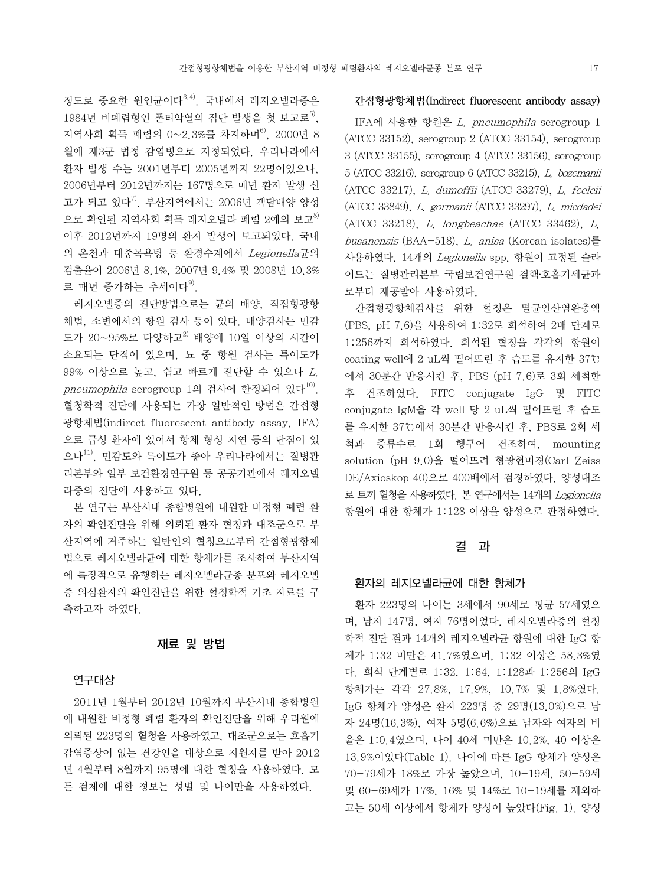정도로 중요한 원인균이다[3,4]. 국내에서 레지오넬라증은 1984년 비폐렴형인 폰티악열의 집단 발생을 첫 보고로[5], 지역사회 획득 폐렴의 0~2.3%를 차지하며[6], 2000년 8월에 제3군 법정 감염병으로 지정되었다. 우리나라에서 환자 발생 수는 2001년부터 2005년까지 22명이었으나, 2006년부터 2012년까지는 167명으로 매년 환자 발생 신고가 되고 있다[7]. 부산지역에서는 2006년 객담배양 양성으로 확인된 지역사회 획득 레지오넬라 폐렴 2예의 보고[8] 이후 2012년까지 19명의 환자 발생이 보고되었다. 국내의 온천과 대중목욕탕 등 환경수계에서 *Legionella*균의 검출율이 2006년 8.1%, 2007년 9.4% 및 2008년 10.3%로 매년 증가하는 추세이다[9].

레지오넬증의 진단방법으로는 균의 배양, 직접형광항체법, 소변에서의 항원 검사 등이 있다. 배양검사는 민감도가 20~95%로 다양하고[2] 배양에 10일 이상의 시간이 소요되는 단점이 있으며, 뇨 중 항원 검사는 특이도가 99% 이상으로 높고, 쉽고 빠르게 진단할 수 있으나 *L. pneumophila* serogroup 1의 검사에 한정되어 있다[10]. 혈청학적 진단에 사용되는 가장 일반적인 방법은 간접형광항체법(indirect fluorescent antibody assay, IFA)으로 급성 환자에 있어서 항체 형성 지연 등의 단점이 있으나[11], 민감도와 특이도가 좋아 우리나라에서는 질병관리본부와 일부 보건환경연구원 등 공공기관에서 레지오넬라증의 진단에 사용하고 있다.

본 연구는 부산시내 종합병원에 내원한 비정형 폐렴 환자의 확인진단을 위해 의뢰된 환자 혈청과 대조군으로 부산지역에 거주하는 일반인의 혈청으로부터 간접형광항체법으로 레지오넬라균에 대한 항체가를 조사하여 부산지역에 특징적으로 유행하는 레지오넬라균종 분포와 레지오넬증 의심환자의 확인진단을 위한 혈청학적 기초 자료를 구축하고자 하였다.

## 재료 및 방법

### 연구대상

2011년 1월부터 2012년 10월까지 부산시내 종합병원에 내원한 비정형 폐렴 환자의 확인진단을 위해 우리원에 의뢰된 223명의 혈청을 사용하였고, 대조군으로는 호흡기 감염증상이 없는 건강인을 대상으로 지원자를 받아 2012년 4월부터 8월까지 95명에 대한 혈청을 사용하였다. 모든 검체에 대한 정보는 성별 및 나이만을 사용하였다.

### 간접형광항체법(Indirect fluorescent antibody assay)

IFA에 사용한 항원은 *L. pneumophila* serogroup 1 (ATCC 33152), serogroup 2 (ATCC 33154), serogroup 3 (ATCC 33155), serogroup 4 (ATCC 33156), serogroup 5 (ATCC 33216), serogroup 6 (ATCC 33215), *L. bozemanii* (ATCC 33217), *L. dumoffii* (ATCC 33279), *L. feeleii* (ATCC 33849), *L. gormanii* (ATCC 33297), *L. micdadei* (ATCC 33218), *L. longbeachae* (ATCC 33462), *L. busanensis* (BAA-518), *L. anisa* (Korean isolates)를 사용하였다. 14개의 *Legionella* spp. 항원이 고정된 슬라이드는 질병관리본부 국립보건연구원 결핵·호흡기세균과로부터 제공받아 사용하였다.

간접형광항체검사를 위한 혈청은 멸균인산염완충액(PBS, pH 7.6)을 사용하여 1:32로 희석하여 2배 단계로 1:256까지 희석하였다. 희석된 혈청을 각각의 항원이 coating well에 2 uL씩 떨어뜨린 후 습도를 유지한 37℃에서 30분간 반응시킨 후, PBS (pH 7.6)로 3회 세척한 후 건조하였다. FITC conjugate IgG 및 FITC conjugate IgM을 각 well 당 2 uL씩 떨어뜨린 후 습도를 유지한 37℃에서 30분간 반응시킨 후, PBS로 2회 세척과 증류수로 1회 헹구어 건조하여, mounting solution (pH 9.0)을 떨어뜨려 형광현미경(Carl Zeiss DE/Axioskop 40)으로 400배에서 검경하였다. 양성대조로 토끼 혈청을 사용하였다. 본 연구에서는 14개의 *Legionella* 항원에 대한 항체가 1:128 이상을 양성으로 판정하였다.

## 결 과

### 환자의 레지오넬라균에 대한 항체가

환자 223명의 나이는 3세에서 90세로 평균 57세였으며, 남자 147명, 여자 76명이었다. 레지오넬라증의 혈청학적 진단 결과 14개의 레지오넬라균 항원에 대한 IgG 항체가 1:32 미만은 41.7%였으며, 1:32 이상은 58.3%였다. 희석 단계별로 1:32, 1:64, 1:128과 1:256의 IgG 항체가는 각각 27.8%, 17.9%, 10.7% 및 1.8%였다. IgG 항체가 양성은 환자 223명 중 29명(13.0%)으로 남자 24명(16.3%), 여자 5명(6.6%)으로 남자와 여자의 비율은 1:0.4였으며, 나이 40세 미만은 10.2%, 40 이상은 13.9%이었다(Table 1). 나이에 따른 IgG 항체가 양성은 70-79세가 18%로 가장 높았으며, 10-19세, 50-59세 및 60-69세가 17%, 16% 및 14%로 10-19세를 제외하고는 50세 이상에서 항체가 양성이 높았다(Fig. 1). 양성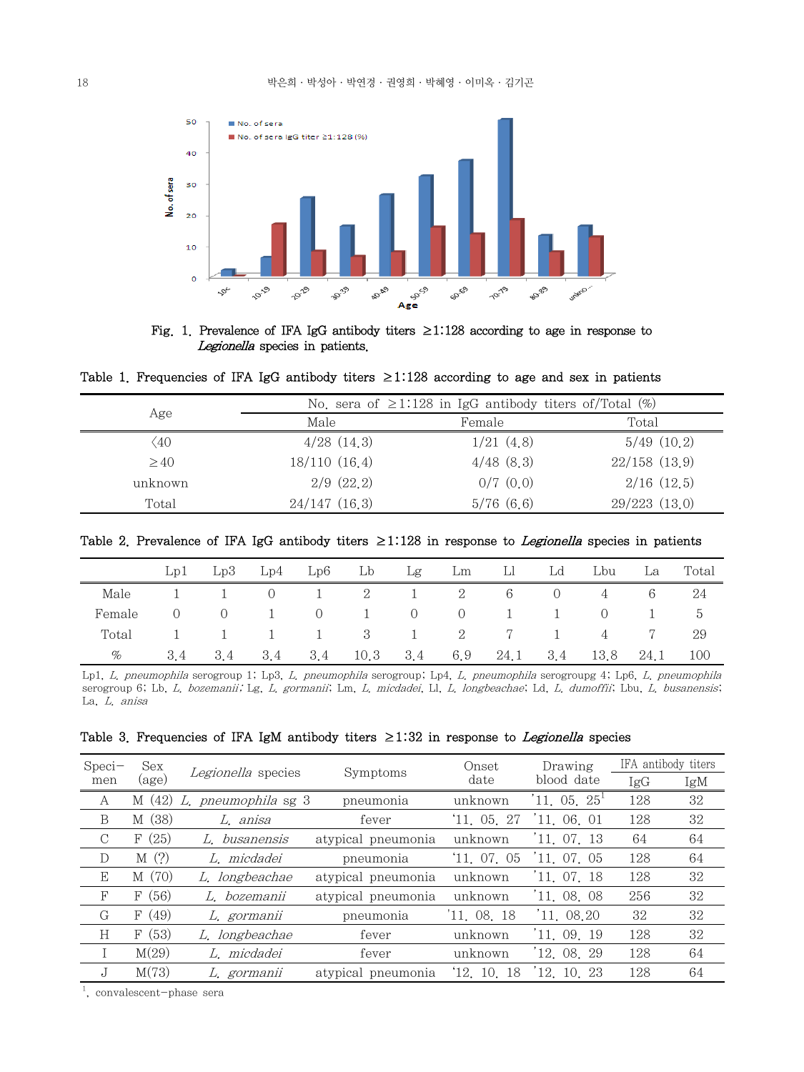Fig. 1. Prevalence of IFA IgG antibody titers ≥1:128 according to age in response to *Legionella* species in patients.

Table 1. Frequencies of IFA IgG antibody titers ≥1:128 according to age and sex in patients

| Age | No. sera of ≥1:128 in IgG antibody titers of/Total (%) | | |
|---|---|---|---|
| | Male | Female | Total |
| <40 | 4/28 (14.3) | 1/21 (4.8) | 5/49 (10.2) |
| ≥40 | 18/110 (16.4) | 4/48 (8.3) | 22/158 (13.9) |
| unknown | 2/9 (22.2) | 0/7 (0.0) | 2/16 (12.5) |
| Total | 24/147 (16.3) | 5/76 (6.6) | 29/223 (13.0) |

Table 2. Prevalence of IFA IgG antibody titers ≥1:128 in response to *Legionella* species in patients

| | Lp1 | Lp3 | Lp4 | Lp6 | Lb | Lg | Lm | Ll | Ld | Lbu | La | Total |
|---|---|---|---|---|---|---|---|---|---|---|---|---|
| Male | 1 | 1 | 0 | 1 | 2 | 1 | 2 | 6 | 0 | 4 | 6 | 24 |
| Female | 0 | 0 | 1 | 0 | 1 | 0 | 0 | 1 | 1 | 0 | 1 | 5 |
| Total | 1 | 1 | 1 | 1 | 3 | 1 | 2 | 7 | 1 | 4 | 7 | 29 |
| % | 3.4 | 3.4 | 3.4 | 3.4 | 10.3 | 3.4 | 6.9 | 24.1 | 3.4 | 13.8 | 24.1 | 100 |

Lp1, *L. pneumophila* serogroup 1; Lp3, *L. pneumophila* serogroup; Lp4, *L. pneumophila* serogroupg 4; Lp6, *L. pneumophila* serogroup 6; Lb, *L. bozemanii*; Lg, *L. gormanii*; Lm, *L. micdadei*, Ll, *L. longbeachae*; Ld, *L. dumoffii*; Lbu, *L. busanensis*; La, *L. anisa*

Table 3. Frequencies of IFA IgM antibody titers ≥1:32 in response to *Legionella* species

| Speci-men | Sex (age) | *Legionella* species | Symptoms | Onset date | Drawing blood date | IFA antibody titers | |
|---|---|---|---|---|---|---|---|
| | | | | | | IgG | IgM |
| A | M (42) | *L. pneumophila* sg 3 | pneumonia | unknown | '11. 05. 25[1] | 128 | 32 |
| B | M (38) | *L. anisa* | fever | '11. 05. 27 | '11. 06. 01 | 128 | 32 |
| C | F (25) | *L. busanensis* | atypical pneumonia | unknown | '11. 07. 13 | 64 | 64 |
| D | M (?) | *L. micdadei* | pneumonia | '11. 07. 05 | '11. 07. 05 | 128 | 64 |
| E | M (70) | *L. longbeachae* | atypical pneumonia | unknown | '11. 07. 18 | 128 | 32 |
| F | F (56) | *L. bozemanii* | atypical pneumonia | unknown | '11. 08. 08 | 256 | 32 |
| G | F (49) | *L. gormanii* | pneumonia | '11. 08. 18 | '11. 08.20 | 32 | 32 |
| H | F (53) | *L. longbeachae* | fever | unknown | '11. 09. 19 | 128 | 32 |
| I | M(29) | *L. micdadei* | fever | unknown | '12. 08. 29 | 128 | 64 |
| J | M(73) | *L. gormanii* | atypical pneumonia | '12. 10. 18 | '12. 10. 23 | 128 | 64 |

[1], convalescent-phase sera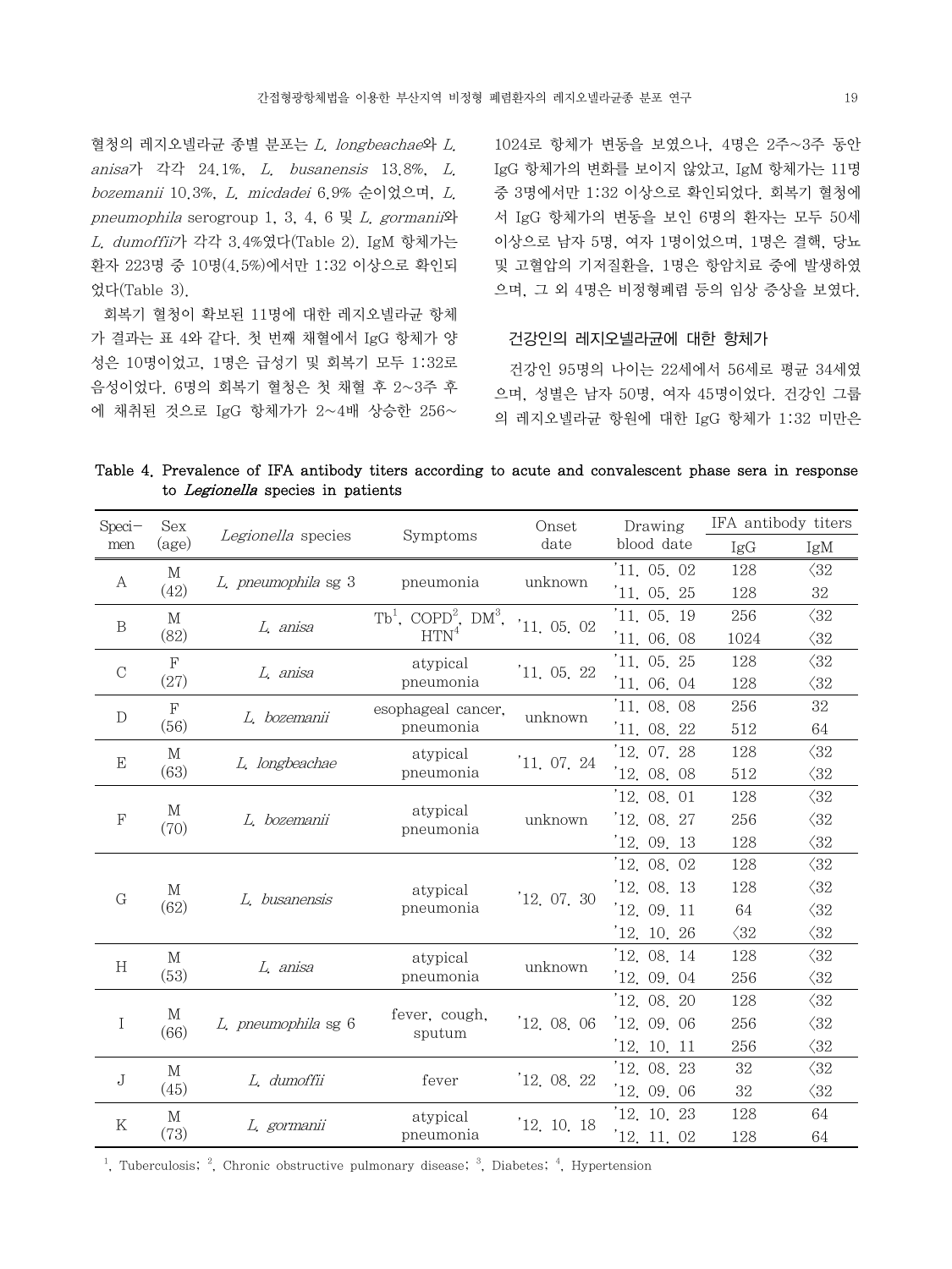혈청의 레지오넬라균 종별 분포는 *L. longbeachae*와 *L. anisa*가 각각 24.1%, *L. busanensis* 13.8%, *L. bozemanii* 10.3%, *L. micdadei* 6.9% 순이었으며, *L. pneumophila* serogroup 1, 3, 4, 6 및 *L. gormanii*와 *L. dumoffii*가 각각 3.4%였다(Table 2). IgM 항체가는 환자 223명 중 10명(4.5%)에서만 1:32 이상으로 확인되었다(Table 3).

회복기 혈청이 확보된 11명에 대한 레지오넬라균 항체가 결과는 표 4와 같다. 첫 번째 채혈에서 IgG 항체가 양성은 10명이었고, 1명은 급성기 및 회복기 모두 1:32로 음성이었다. 6명의 회복기 혈청은 첫 채혈 후 2~3주 후에 채취된 것으로 IgG 항체가가 2~4배 상승한 256~1024로 항체가 변동을 보였으나, 4명은 2주~3주 동안 IgG 항체가의 변화를 보이지 않았고, IgM 항체가는 11명 중 3명에서만 1:32 이상으로 확인되었다. 회복기 혈청에서 IgG 항체가의 변동을 보인 6명의 환자는 모두 50세 이상으로 남자 5명, 여자 1명이었으며, 1명은 결핵, 당뇨 및 고혈압의 기저질환을, 1명은 항암치료 중에 발생하였으며, 그 외 4명은 비정형폐렴 등의 임상 증상을 보였다.

### 건강인의 레지오넬라균에 대한 항체가

건강인 95명의 나이는 22세에서 56세로 평균 34세였으며, 성별은 남자 50명, 여자 45명이었다. 건강인 그룹의 레지오넬라균 항원에 대한 IgG 항체가 1:32 미만은

**Table 4. Prevalence of IFA antibody titers according to acute and convalescent phase sera in response to *Legionella* species in patients**

| Specimen | Sex (age) | *Legionella* species | Symptoms | Onset date | Drawing blood date | IFA antibody titers IgG | IFA antibody titers IgM |
|---|---|---|---|---|---|---|---|
| A | M (42) | *L. pneumophila* sg 3 | pneumonia | unknown | '11. 05. 02 | 128 | <32 |
| | | | | | '11. 05. 25 | 128 | 32 |
| B | M (82) | *L. anisa* | Tb[1], COPD[2], DM[3], HTN[4] | '11. 05. 02 | '11. 05. 19 | 256 | <32 |
| | | | | | '11. 06. 08 | 1024 | <32 |
| C | F (27) | *L. anisa* | atypical pneumonia | '11. 05. 22 | '11. 05. 25 | 128 | <32 |
| | | | | | '11. 06. 04 | 128 | <32 |
| D | F (56) | *L. bozemanii* | esophageal cancer, pneumonia | unknown | '11. 08. 08 | 256 | 32 |
| | | | | | '11. 08. 22 | 512 | 64 |
| E | M (63) | *L. longbeachae* | atypical pneumonia | '11. 07. 24 | '12. 07. 28 | 128 | <32 |
| | | | | | '12. 08. 08 | 512 | <32 |
| F | M (70) | *L. bozemanii* | atypical pneumonia | unknown | '12. 08. 01 | 128 | <32 |
| | | | | | '12. 08. 27 | 256 | <32 |
| | | | | | '12. 09. 13 | 128 | <32 |
| G | M (62) | *L. busanensis* | atypical pneumonia | '12. 07. 30 | '12. 08. 02 | 128 | <32 |
| | | | | | '12. 08. 13 | 128 | <32 |
| | | | | | '12. 09. 11 | 64 | <32 |
| | | | | | '12. 10. 26 | <32 | <32 |
| H | M (53) | *L. anisa* | atypical pneumonia | unknown | '12. 08. 14 | 128 | <32 |
| | | | | | '12. 09. 04 | 256 | <32 |
| I | M (66) | *L. pneumophila* sg 6 | fever, cough, sputum | '12. 08. 06 | '12. 08. 20 | 128 | <32 |
| | | | | | '12. 09. 06 | 256 | <32 |
| | | | | | '12. 10. 11 | 256 | <32 |
| J | M (45) | *L. dumoffii* | fever | '12. 08. 22 | '12. 08. 23 | 32 | <32 |
| | | | | | '12. 09. 06 | 32 | <32 |
| K | M (73) | *L. gormanii* | atypical pneumonia | '12. 10. 18 | '12. 10. 23 | 128 | 64 |
| | | | | | '12. 11. 02 | 128 | 64 |

[1], Tuberculosis; [2], Chronic obstructive pulmonary disease; [3], Diabetes; [4], Hypertension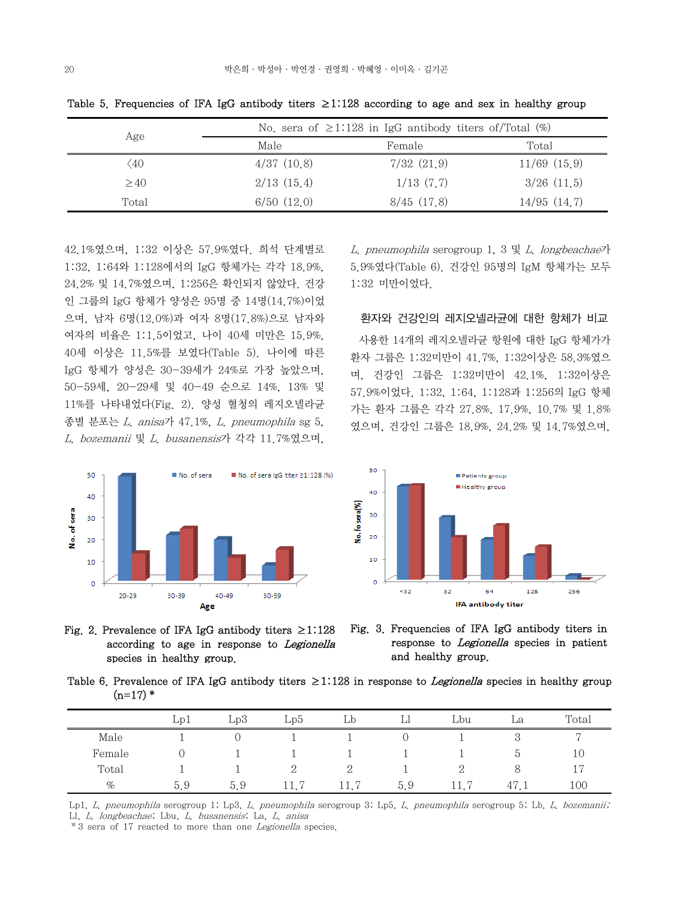Table 5. Frequencies of IFA IgG antibody titers ≥1:128 according to age and sex in healthy group

| Age | No. sera of ≥1:128 in IgG antibody titers of/Total (%) | | |
|---|---|---|---|
| | Male | Female | Total |
| ＜40 | 4/37 (10.8) | 7/32 (21.9) | 11/69 (15.9) |
| ≥40 | 2/13 (15.4) | 1/13 (7.7) | 3/26 (11.5) |
| Total | 6/50 (12.0) | 8/45 (17.8) | 14/95 (14.7) |

42.1%였으며, 1:32 이상은 57.9%였다. 희석 단계별로 1:32, 1:64와 1:128에서의 IgG 항체가는 각각 18.9%, 24.2% 및 14.7%였으며, 1:256은 확인되지 않았다. 건강인 그룹의 IgG 항체가 양성은 95명 중 14명(14.7%)이었으며, 남자 6명(12.0%)과 여자 8명(17.8%)으로 남자와 여자의 비율은 1:1.5이었고, 나이 40세 미만은 15.9%, 40세 이상은 11.5%를 보였다(Table 5). 나이에 따른 IgG 항체가 양성은 30-39세가 24%로 가장 높았으며, 50-59세, 20-29세 및 40-49 순으로 14%, 13% 및 11%를 나타내었다(Fig. 2). 양성 혈청의 레지오넬라균 종별 분포는 *L. anisa*가 47.1%, *L. pneumophila* sg 5, *L. bozemanii* 및 *L. busanensis*가 각각 11.7%였으며, *L. pneumophila* serogroup 1, 3 및 *L. longbeachae*가 5.9%였다(Table 6). 건강인 95명의 IgM 항체가는 모두 1:32 미만이었다.

### 환자와 건강인의 레지오넬라균에 대한 항체가 비교

사용한 14개의 레지오넬라균 항원에 대한 IgG 항체가가 환자 그룹은 1:32미만이 41.7%, 1:32이상은 58.3%였으며, 건강인 그룹은 1:32미만이 42.1%, 1:32이상은 57.9%이었다. 1:32, 1:64, 1:128과 1:256의 IgG 항체가는 환자 그룹은 각각 27.8%, 17.9%, 10.7% 및 1.8%였으며, 건강인 그룹은 18.9%, 24.2% 및 14.7%였으며,

Fig. 2. Prevalence of IFA IgG antibody titers ≥1:128 according to age in response to *Legionella* species in healthy group.

Fig. 3. Frequencies of IFA IgG antibody titers in response to *Legionella* species in patient and healthy group.

Table 6. Prevalence of IFA IgG antibody titers ≥1:128 in response to *Legionella* species in healthy group (n=17) *

| | Lp1 | Lp3 | Lp5 | Lb | Ll | Lbu | La | Total |
|---|---|---|---|---|---|---|---|---|
| Male | 1 | 0 | 1 | 1 | 0 | 1 | 3 | 7 |
| Female | 0 | 1 | 1 | 1 | 1 | 1 | 5 | 10 |
| Total | 1 | 1 | 2 | 2 | 1 | 2 | 8 | 17 |
| % | 5.9 | 5.9 | 11.7 | 11.7 | 5.9 | 11.7 | 47.1 | 100 |

Lp1, *L. pneumophila* serogroup 1; Lp3, *L. pneumophila* serogroup 3; Lp5, *L. pneumophila* serogroup 5; Lb, *L. bozemanii*; Ll, *L. longbeachae*; Lbu, *L. busanensis*; La, *L. anisa*

*3 sera of 17 reacted to more than one *Legionella* species.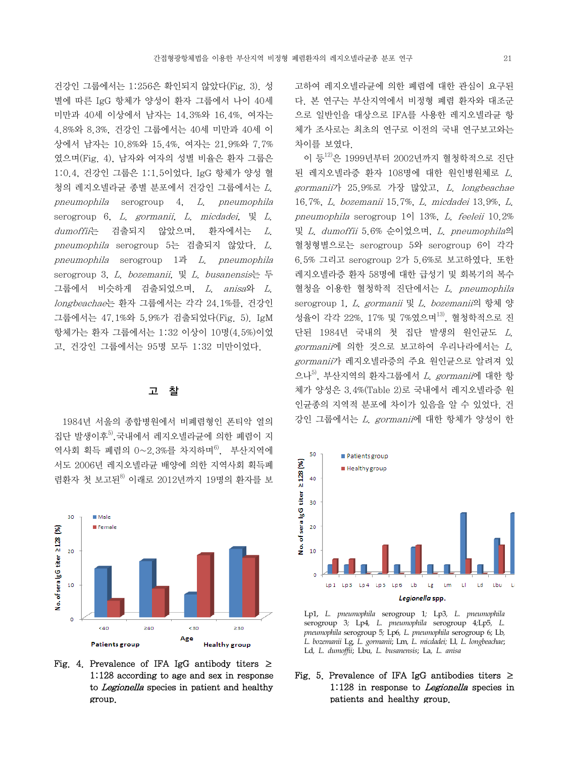건강인 그룹에서는 1:256은 확인되지 않았다(Fig. 3). 성별에 따른 IgG 항체가 양성이 환자 그룹에서 나이 40세 미만과 40세 이상에서 남자는 14.3%와 16.4%, 여자는 4.8%와 8.3%, 건강인 그룹에서는 40세 미만과 40세 이상에서 남자는 10.8%와 15.4%, 여자는 21.9%와 7.7%였으며(Fig. 4), 남자와 여자의 성별 비율은 환자 그룹은 1:0.4, 건강인 그룹은 1:1.5이었다. IgG 항체가 양성 혈청의 레지오넬라균 종별 분포에서 건강인 그룹에서는 *L. pneumophila* serogroup 4, *L. pneumophila* serogroup 6, *L. gormanii*, *L. micdadei*, 및 *L. dumoffii*는 검출되지 않았으며, 환자에서는 *L. pneumophila* serogroup 5는 검출되지 않았다. *L. pneumophila* serogroup 1과 *L. pneumophila* serogroup 3, *L. bozemanii*, 및 *L. busanensis*는 두 그룹에서 비슷하게 검출되었으며, *L. anisa*와 *L. longbeachae*는 환자 그룹에서는 각각 24.1%를, 건강인 그룹에서는 47.1%와 5.9%가 검출되었다(Fig. 5). IgM 항체가는 환자 그룹에서는 1:32 이상이 10명(4.5%)이었고, 건강인 그룹에서는 95명 모두 1:32 미만이었다.

## 고 찰

1984년 서울의 종합병원에서 비폐렴형인 폰티악 열의 집단 발생이후[5],국내에서 레지오넬라균에 의한 폐렴이 지역사회 획득 폐렴의 0~2.3%를 차지하며[6], 부산지역에서도 2006년 레지오넬라균 배양에 의한 지역사회 획득폐렴환자 첫 보고된[8] 이래로 2012년까지 19명의 환자를 보고하여 레지오넬라균에 의한 폐렴에 대한 관심이 요구된다. 본 연구는 부산지역에서 비정형 폐렴 환자와 대조군으로 일반인을 대상으로 IFA를 사용한 레지오넬라균 항체가 조사로는 최초의 연구로 이전의 국내 연구보고와는 차이를 보였다.

이 등[12]은 1999년부터 2002년까지 혈청학적으로 진단된 레지오넬라증 환자 108명에 대한 원인병원체로 *L. gormanii*가 25.9%로 가장 많았고, *L. longbeachae* 16.7%, *L. bozemanii* 15.7%, *L. micdadei* 13.9%, *L. pneumophila* serogroup 1이 13%, *L. feeleii* 10.2% 및 *L. dumoffii* 5.6% 순이었으며, *L. pneumophila*의 혈청형별으로는 serogroup 5와 serogroup 6이 각각 6.5% 그리고 serogroup 2가 5.6%로 보고하였다. 또한 레지오넬라증 환자 58명에 대한 급성기 및 회복기의 복수 혈청을 이용한 혈청학적 진단에서는 *L. pneumophila* serogroup 1, *L. gormanii* 및 *L. bozemanii*의 항체 양성율이 각각 22%, 17% 및 7%였으며[13], 혈청학적으로 진단된 1984년 국내의 첫 집단 발생의 원인균도 *L. gormanii*에 의한 것으로 보고하여 우리나라에서는 *L. gormanii*가 레지오넬라증의 주요 원인균으로 알려져 있으나[5], 부산지역의 환자그룹에서 *L. gormanii*에 대한 항체가 양성은 3.4%(Table 2)로 국내에서 레지오넬라증 원인균종의 지역적 분포에 차이가 있음을 알 수 있었다. 건강인 그룹에서는 *L. gormanii*에 대한 항체가 양성이 한

Fig. 4. Prevalence of IFA IgG antibody titers ≥ 1:128 according to age and sex in response to *Legionella* species in patient and healthy group.

Lp1, *L. pneumophila* serogroup 1; Lp3, *L. pneumophila* serogroup 3; Lp4, *L. pneumophila* serogroup 4;Lp5, *L. pneumophila* serogroup 5; Lp6, *L. pneumophila* serogroup 6; Lb, *L. bozemanii* Lg, *L. gormanii*; Lm, *L. micdadei*; Ll, *L. longbeachae*; Ld, *L. dumoffii*; Lbu, *L. busanensis*; La, *L. anisa*

Fig. 5. Prevalence of IFA IgG antibodies titers ≥ 1:128 in response to *Legionella* species in patients and healthy group.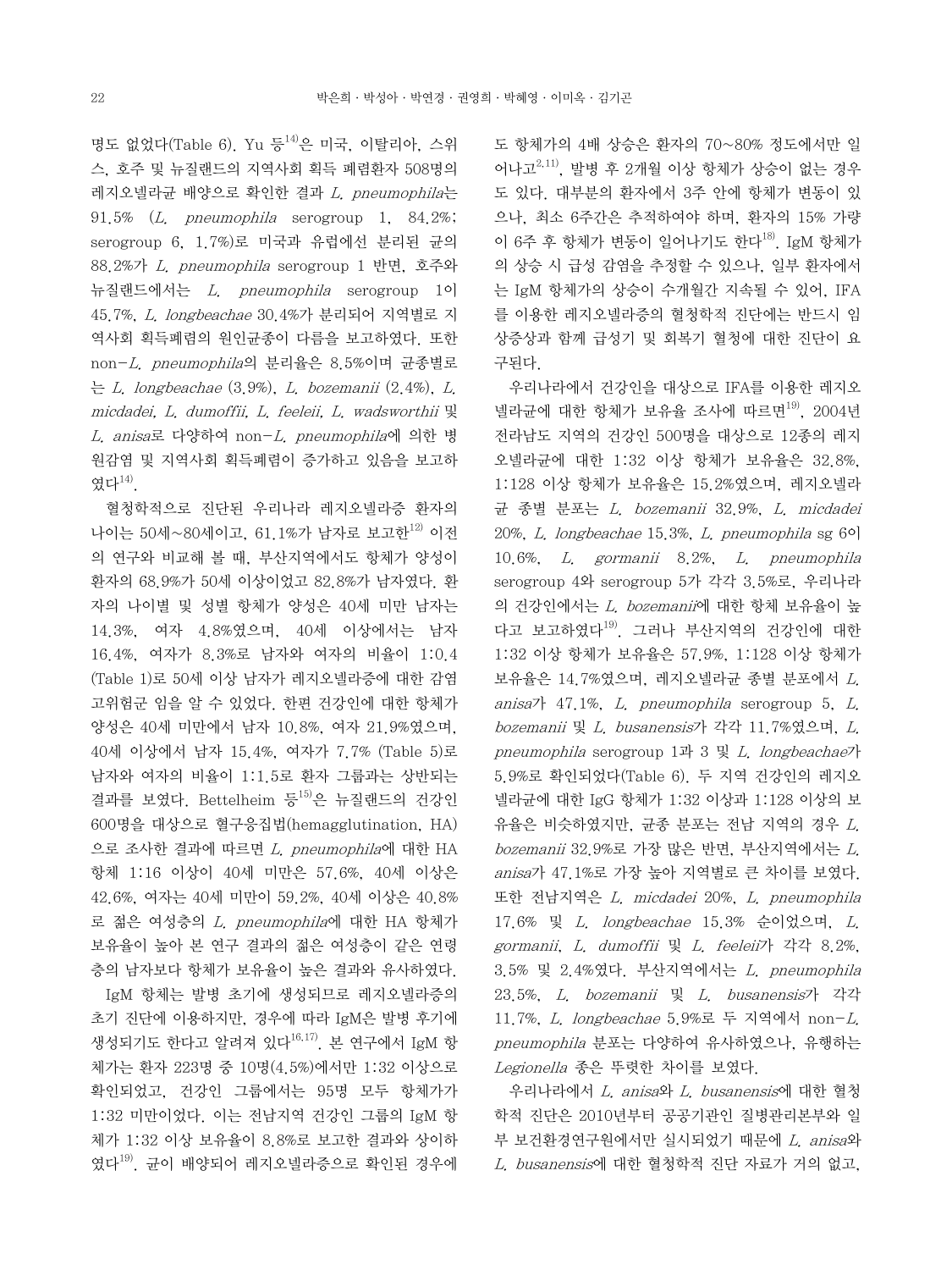명도 없었다(Table 6). Yu 등[14]은 미국, 이탈리아, 스위스, 호주 및 뉴질랜드의 지역사회 획득 폐렴환자 508명의 레지오넬라균 배양으로 확인한 결과 *L. pneumophila*는 91.5% (*L. pneumophila* serogroup 1, 84.2%; serogroup 6, 1.7%)로 미국과 유럽에선 분리된 균의 88.2%가 *L. pneumophila* serogroup 1 반면, 호주와 뉴질랜드에서는 *L. pneumophila* serogroup 1이 45.7%, *L. longbeachae* 30.4%가 분리되어 지역별로 지역사회 획득폐렴의 원인균종이 다름을 보고하였다. 또한 non-*L. pneumophila*의 분리율은 8.5%이며 균종별로는 *L. longbeachae* (3.9%), *L. bozemanii* (2.4%), *L. micdadei*, *L. dumoffii*, *L. feeleii*, *L. wadsworthii* 및 *L. anisa*로 다양하여 non-*L. pneumophila*에 의한 병원감염 및 지역사회 획득폐렴이 증가하고 있음을 보고하였다[14].

혈청학적으로 진단된 우리나라 레지오넬라증 환자의 나이는 50세~80세이고, 61.1%가 남자로 보고한[12] 이전의 연구와 비교해 볼 때, 부산지역에서도 항체가 양성이 환자의 68.9%가 50세 이상이었고 82.8%가 남자였다. 환자의 나이별 및 성별 항체가 양성은 40세 미만 남자는 14.3%, 여자 4.8%였으며, 40세 이상에서는 남자 16.4%, 여자가 8.3%로 남자와 여자의 비율이 1:0.4 (Table 1)로 50세 이상 남자가 레지오넬라증에 대한 감염 고위험군 임을 알 수 있었다. 한편 건강인에 대한 항체가 양성은 40세 미만에서 남자 10.8%, 여자 21.9%였으며, 40세 이상에서 남자 15.4%, 여자가 7.7% (Table 5)로 남자와 여자의 비율이 1:1.5로 환자 그룹과는 상반되는 결과를 보였다. Bettelheim 등[15]은 뉴질랜드의 건강인 600명을 대상으로 혈구응집법(hemagglutination, HA)으로 조사한 결과에 따르면 *L. pneumophila*에 대한 HA 항체 1:16 이상이 40세 미만은 57.6%, 40세 이상은 42.6%, 여자는 40세 미만이 59.2%, 40세 이상은 40.8%로 젊은 여성층의 *L. pneumophila*에 대한 HA 항체가 보유율이 높아 본 연구 결과의 젊은 여성층이 같은 연령층의 남자보다 항체가 보유율이 높은 결과와 유사하였다.

IgM 항체는 발병 초기에 생성되므로 레지오넬라증의 초기 진단에 이용하지만, 경우에 따라 IgM은 발병 후기에 생성되기도 한다고 알려져 있다[16,17]. 본 연구에서 IgM 항체가는 환자 223명 중 10명(4.5%)에서만 1:32 이상으로 확인되었고, 건강인 그룹에서는 95명 모두 항체가가 1:32 미만이었다. 이는 전남지역 건강인 그룹의 IgM 항체가 1:32 이상 보유율이 8.8%로 보고한 결과와 상이하였다[19]. 균이 배양되어 레지오넬라증으로 확인된 경우에도 항체가의 4배 상승은 환자의 70~80% 정도에서만 일어나고[2,11], 발병 후 2개월 이상 항체가 상승이 없는 경우도 있다. 대부분의 환자에서 3주 안에 항체가 변동이 있으나, 최소 6주간은 추적하여야 하며, 환자의 15% 가량이 6주 후 항체가 변동이 일어나기도 한다[18]. IgM 항체가의 상승 시 급성 감염을 추정할 수 있으나, 일부 환자에서는 IgM 항체가의 상승이 수개월간 지속될 수 있어, IFA를 이용한 레지오넬라증의 혈청학적 진단에는 반드시 임상증상과 함께 급성기 및 회복기 혈청에 대한 진단이 요구된다.

우리나라에서 건강인을 대상으로 IFA를 이용한 레지오넬라균에 대한 항체가 보유율 조사에 따르면[19], 2004년 전라남도 지역의 건강인 500명을 대상으로 12종의 레지오넬라균에 대한 1:32 이상 항체가 보유율은 32.8%, 1:128 이상 항체가 보유율은 15.2%였으며, 레지오넬라균 종별 분포는 *L. bozemanii* 32.9%, *L. micdadei* 20%, *L. longbeachae* 15.3%, *L. pneumophila* sg 6이 10.6%, *L. gormanii* 8.2%, *L. pneumophila* serogroup 4와 serogroup 5가 각각 3.5%로, 우리나라의 건강인에서는 *L. bozemanii*에 대한 항체 보유율이 높다고 보고하였다[19]. 그러나 부산지역의 건강인에 대한 1:32 이상 항체가 보유율은 57.9%, 1:128 이상 항체가 보유율은 14.7%였으며, 레지오넬라균 종별 분포에서 *L. anisa*가 47.1%, *L. pneumophila* serogroup 5, *L. bozemanii* 및 *L. busanensis*가 각각 11.7%였으며, *L. pneumophila* serogroup 1과 3 및 *L. longbeachae*가 5.9%로 확인되었다(Table 6). 두 지역 건강인의 레지오넬라균에 대한 IgG 항체가 1:32 이상과 1:128 이상의 보유율은 비슷하였지만, 균종 분포는 전남 지역의 경우 *L. bozemanii* 32.9%로 가장 많은 반면, 부산지역에서는 *L. anisa*가 47.1%로 가장 높아 지역별로 큰 차이를 보였다. 또한 전남지역은 *L. micdadei* 20%, *L. pneumophila* 17.6% 및 *L. longbeachae* 15.3% 순이었으며, *L. gormanii*, *L. dumoffii* 및 *L. feeleii*가 각각 8.2%, 3.5% 및 2.4%였다. 부산지역에서는 *L. pneumophila* 23.5%, *L. bozemanii* 및 *L. busanensis*가 각각 11.7%, *L. longbeachae* 5.9%로 두 지역에서 non-*L. pneumophila* 분포는 다양하여 유사하였으나, 유행하는 *Legionella* 종은 뚜렷한 차이를 보였다.

우리나라에서 *L. anisa*와 *L. busanensis*에 대한 혈청학적 진단은 2010년부터 공공기관인 질병관리본부와 일부 보건환경연구원에서만 실시되었기 때문에 *L. anisa*와 *L. busanensis*에 대한 혈청학적 진단 자료가 거의 없고,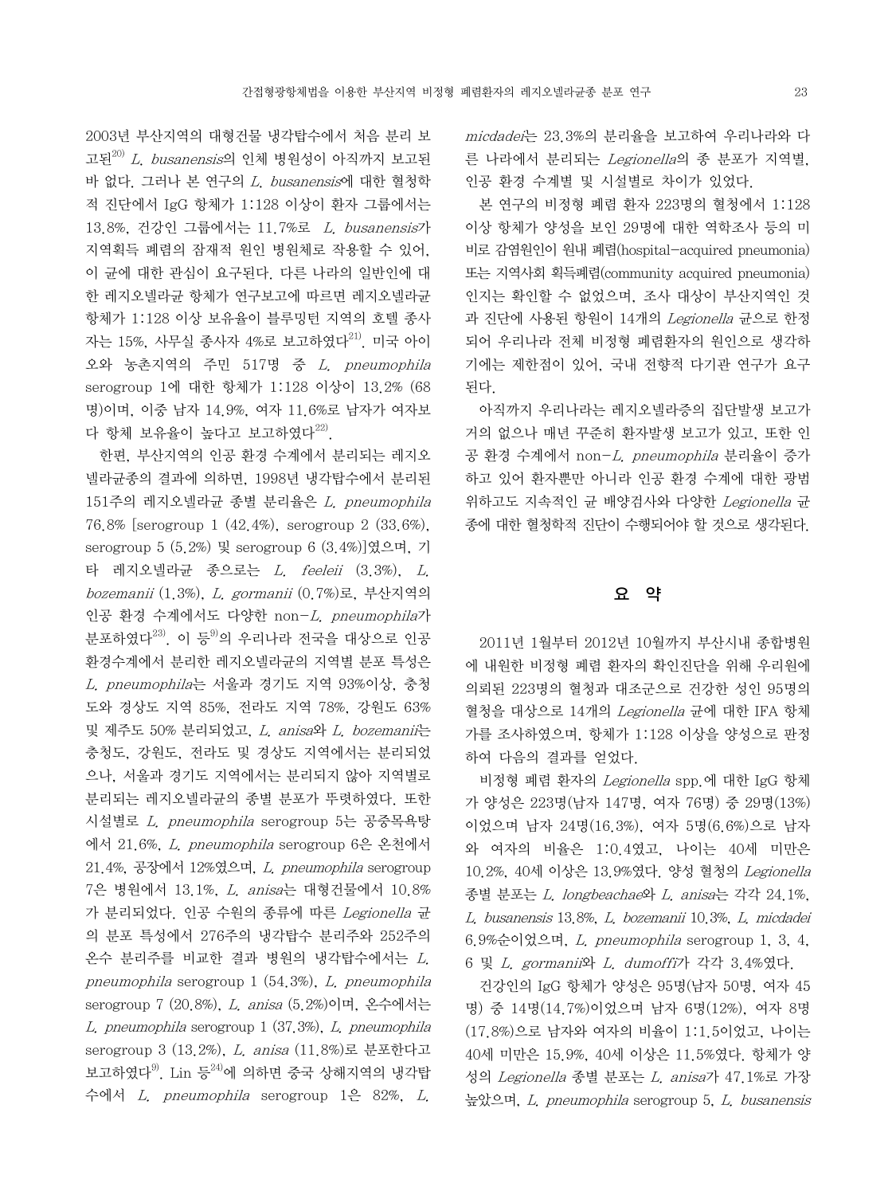2003년 부산지역의 대형건물 냉각탑수에서 처음 분리 보고된[20] *L. busanensis*의 인체 병원성이 아직까지 보고된 바 없다. 그러나 본 연구의 *L. busanensis*에 대한 혈청학적 진단에서 IgG 항체가 1:128 이상이 환자 그룹에서는 13.8%, 건강인 그룹에서는 11.7%로 *L. busanensis*가 지역획득 폐렴의 잠재적 원인 병원체로 작용할 수 있어, 이 균에 대한 관심이 요구된다. 다른 나라의 일반인에 대한 레지오넬라균 항체가 연구보고에 따르면 레지오넬라균 항체가 1:128 이상 보유율이 블루밍턴 지역의 호텔 종사자는 15%, 사무실 종사자 4%로 보고하였다[21]. 미국 아이오와 농촌지역의 주민 517명 중 *L. pneumophila* serogroup 1에 대한 항체가 1:128 이상이 13.2% (68명)이며, 이중 남자 14.9%, 여자 11.6%로 남자가 여자보다 항체 보유율이 높다고 보고하였다[22].

한편, 부산지역의 인공 환경 수계에서 분리되는 레지오넬라균종의 결과에 의하면, 1998년 냉각탑수에서 분리된 151주의 레지오넬라균 종별 분리율은 *L. pneumophila* 76.8% [serogroup 1 (42.4%), serogroup 2 (33.6%), serogroup 5 (5.2%) 및 serogroup 6 (3.4%)]였으며, 기타 레지오넬라균 종으로는 *L. feeleii* (3.3%), *L. bozemanii* (1.3%), *L. gormanii* (0.7%)로, 부산지역의 인공 환경 수계에서도 다양한 non-*L. pneumophila*가 분포하였다[23]. 이 등[9]의 우리나라 전국을 대상으로 인공환경수계에서 분리한 레지오넬라균의 지역별 분포 특성은 *L. pneumophila*는 서울과 경기도 지역 93%이상, 충청도와 경상도 지역 85%, 전라도 지역 78%, 강원도 63% 및 제주도 50% 분리되었고, *L. anisa*와 *L. bozemanii*는 충청도, 강원도, 전라도 및 경상도 지역에서는 분리되었으나, 서울과 경기도 지역에서는 분리되지 않아 지역별로 분리되는 레지오넬라균의 종별 분포가 뚜렷하였다. 또한 시설별로 *L. pneumophila* serogroup 5는 공중목욕탕에서 21.6%, *L. pneumophila* serogroup 6은 온천에서 21.4%, 공장에서 12%였으며, *L. pneumophila* serogroup 7은 병원에서 13.1%, *L. anisa*는 대형건물에서 10.8%가 분리되었다. 인공 수원의 종류에 따른 *Legionella* 균의 분포 특성에서 276주의 냉각탑수 분리주와 252주의 온수 분리주를 비교한 결과 병원의 냉각탑수에서는 *L. pneumophila* serogroup 1 (54.3%), *L. pneumophila* serogroup 7 (20.8%), *L. anisa* (5.2%)이며, 온수에서는 *L. pneumophila* serogroup 1 (37.3%), *L. pneumophila* serogroup 3 (13.2%), *L. anisa* (11.8%)로 분포한다고 보고하였다[9]. Lin 등[24]에 의하면 중국 상해지역의 냉각탑수에서 *L. pneumophila* serogroup 1은 82%, *L. micdadei*는 23.3%의 분리율을 보고하여 우리나라와 다른 나라에서 분리되는 *Legionella*의 종 분포가 지역별, 인공 환경 수계별 및 시설별로 차이가 있었다.

본 연구의 비정형 폐렴 환자 223명의 혈청에서 1:128 이상 항체가 양성을 보인 29명에 대한 역학조사 등의 미비로 감염원인이 원내 폐렴(hospital-acquired pneumonia) 또는 지역사회 획득폐렴(community acquired pneumonia) 인지는 확인할 수 없었으며, 조사 대상이 부산지역인 것과 진단에 사용된 항원이 14개의 *Legionella* 균으로 한정되어 우리나라 전체 비정형 폐렴환자의 원인으로 생각하기에는 제한점이 있어, 국내 전향적 다기관 연구가 요구된다.

아직까지 우리나라는 레지오넬라증의 집단발생 보고가 거의 없으나 매년 꾸준히 환자발생 보고가 있고, 또한 인공 환경 수계에서 non-*L. pneumophila* 분리율이 증가하고 있어 환자뿐만 아니라 인공 환경 수계에 대한 광범위하고도 지속적인 균 배양검사와 다양한 *Legionella* 균종에 대한 혈청학적 진단이 수행되어야 할 것으로 생각된다.

## 요 약

2011년 1월부터 2012년 10월까지 부산시내 종합병원에 내원한 비정형 폐렴 환자의 확인진단을 위해 우리원에 의뢰된 223명의 혈청과 대조군으로 건강한 성인 95명의 혈청을 대상으로 14개의 *Legionella* 균에 대한 IFA 항체가를 조사하였으며, 항체가 1:128 이상을 양성으로 판정하여 다음의 결과를 얻었다.

비정형 폐렴 환자의 *Legionella* spp.에 대한 IgG 항체가 양성은 223명(남자 147명, 여자 76명) 중 29명(13%)이었으며 남자 24명(16.3%), 여자 5명(6.6%)으로 남자와 여자의 비율은 1:0.4였고, 나이는 40세 미만은 10.2%, 40세 이상은 13.9%였다. 양성 혈청의 *Legionella* 종별 분포는 *L. longbeachae*와 *L. anisa*는 각각 24.1%, *L. busanensis* 13.8%, *L. bozemanii* 10.3%, *L. micdadei* 6.9%순이었으며, *L. pneumophila* serogroup 1, 3, 4, 6 및 *L. gormanii*와 *L. dumoffi*가 각각 3.4%였다.

건강인의 IgG 항체가 양성은 95명(남자 50명, 여자 45명) 중 14명(14.7%)이었으며 남자 6명(12%), 여자 8명(17.8%)으로 남자와 여자의 비율이 1:1.5이었고, 나이는 40세 미만은 15.9%, 40세 이상은 11.5%였다. 항체가 양성의 *Legionella* 종별 분포는 *L. anisa*가 47.1%로 가장 높았으며, *L. pneumophila* serogroup 5, *L. busanensis*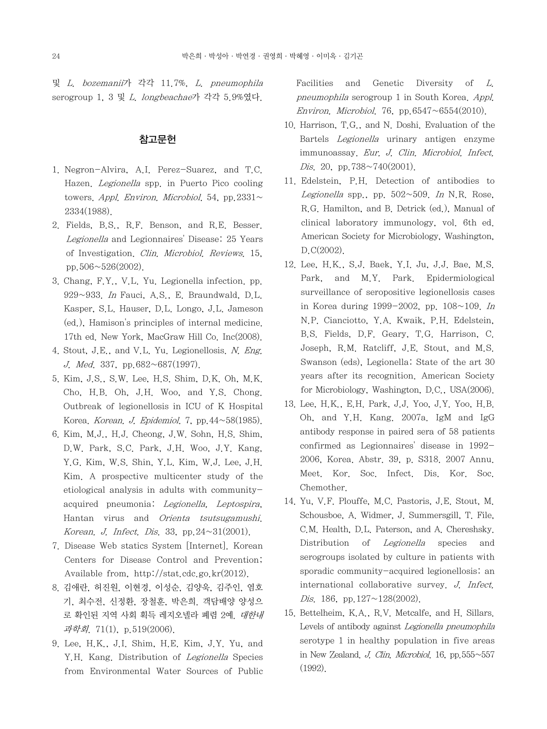및 *L. bozemanii*가 각각 11.7%, *L. pneumophila* serogroup 1, 3 및 *L. longbeachae*가 각각 5.9%였다.

## 참고문헌

1. Negron-Alvira, A.I. Perez-Suarez, and T.C. Hazen. *Legionella* spp. in Puerto Pico cooling towers. *Appl. Environ. Microbiol.* 54, pp.2331~2334(1988).
2. Fields, B.S., R.F. Benson, and R.E. Besser. *Legionella* and Legionnaires' Disease: 25 Years of Investigation. *Clin. Microbiol. Reviews.* 15, pp.506~526(2002).
3. Chang, F.Y., V.L. Yu. Legionella infection. pp. 929~933. *In* Fauci, A.S., E. Braundwald, D.L. Kasper, S.L. Hauser, D.L. Longo, J.L. Jameson (ed.), Hamison's principles of internal medicine. 17th ed. New York, MacGraw Hill Co. Inc(2008).
4. Stout, J.E., and V.L. Yu. Legionellosis. *N. Eng. J. Med.* 337, pp.682~687(1997).
5. Kim, J.S., S.W. Lee, H.S. Shim, D.K. Oh, M.K. Cho, H.B. Oh, J.H. Woo, and Y.S. Chong. Outbreak of legionellosis in ICU of K Hospital Korea. *Korean. J. Epidemiol.* 7, pp.44~58(1985).
6. Kim, M.J., H.J. Cheong, J.W. Sohn, H.S. Shim, D.W. Park, S.C. Park, J.H. Woo, J.Y. Kang, Y.G. Kim, W.S. Shin, Y.L. Kim, W.J. Lee, J.H. Kim. A prospective multicenter study of the etiological analysis in adults with community-acquired pneumonia: *Legionella, Leptospira*, Hantan virus and *Orienta tsutsugamushi*. *Korean. J. Infect. Dis.* 33, pp.24~31(2001).
7. Disease Web statics System [Internet]. Korean Centers for Disease Control and Prevention; Available from, http://stat.cdc.go.kr(2012).
8. 김애란, 허진원, 이현경, 이성순, 김양욱, 김주인, 염호기, 최수전, 신정환, 장철훈, 박은희. 객담배양 양성으로 확인된 지역 사회 획득 레지오넬라 폐렴 2예. *대한내과학회.* 71(1), p.519(2006).
9. Lee, H.K., J.I. Shim, H.E. Kim, J.Y. Yu, and Y.H. Kang. Distribution of *Legionella* Species from Environmental Water Sources of Public Facilities and Genetic Diversity of *L. pneumophila* serogroup 1 in South Korea. *Appl. Environ. Microbiol.* 76, pp.6547~6554(2010).
10. Harrison, T.G., and N. Doshi. Evaluation of the Bartels *Legionella* urinary antigen enzyme immunoassay. *Eur. J. Clin. Microbiol. Infect. Dis.* 20, pp.738~740(2001).
11. Edelstein, P.H. Detection of antibodies to *Legionella* spp., pp. 502~509. *In* N.R. Rose, R.G. Hamilton, and B. Detrick (ed.), Manual of clinical laboratory immunology, vol. 6th ed. American Society for Microbiology, Washington, D.C(2002).
12. Lee, H.K., S.J. Baek, Y.I. Ju, J.J. Bae, M.S. Park, and M.Y. Park. Epidermiological surveillance of seropositive legionellosis cases in Korea during 1999-2002, pp. 108~109. *In* N.P. Cianciotto, Y.A. Kwaik, P.H. Edelstein, B.S. Fields, D.F. Geary, T.G. Harrison, C. Joseph, R.M. Ratcliff, J.E. Stout, and M.S. Swanson (eds), Legionella: State of the art 30 years after its recognition. American Society for Microbiology, Washington, D.C., USA(2006).
13. Lee, H.K., E.H. Park, J.J. Yoo, J.Y. Yoo, H.B. Oh, and Y.H. Kang. 2007a. IgM and IgG antibody response in paired sera of 58 patients confirmed as Legionnaires' disease in 1992-2006, Korea. Abstr. 39, p. S318. 2007 Annu. Meet. Kor. Soc. Infect. Dis. Kor. Soc. Chemother.
14. Yu, V.F. Plouffe, M.C. Pastoris, J.E. Stout, M. Schousboe, A. Widmer, J. Summersgill, T. File, C.M. Health, D.L. Paterson, and A. Chereshsky. Distribution of *Legionella* species and serogroups isolated by culture in patients with sporadic community-acquired legionellosis: an international collaborative survey. *J. Infect. Dis.* 186, pp.127~128(2002).
15. Bettelheim, K.A., R.V. Metcalfe, and H. Sillars. Levels of antibody against *Legionella pneumophila* serotype 1 in healthy population in five areas in New Zealand. *J. Clin. Microbiol.* 16, pp.555~557 (1992).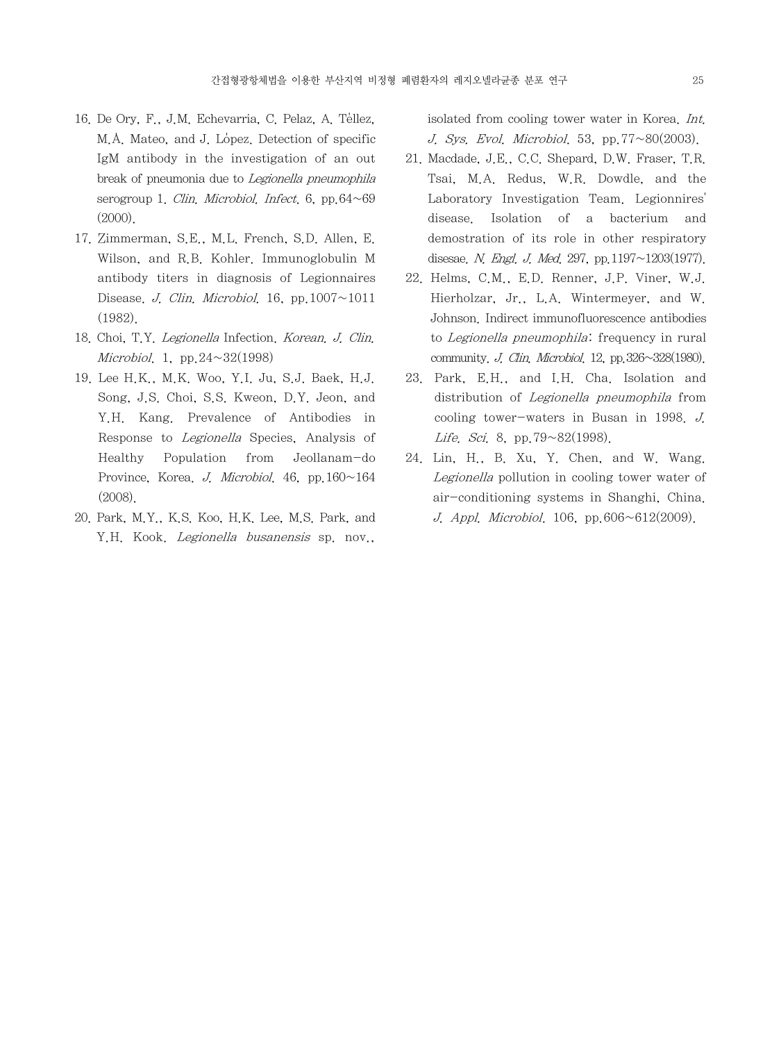16. De Ory, F., J.M. Echevarria, C. Pelaz, A. Tèllez, M.À. Mateo, and J. Lòpez. Detection of specific IgM antibody in the investigation of an out break of pneumonia due to *Legionella pneumophila* serogroup 1. *Clin. Microbiol. Infect.* 6, pp.64~69 (2000).
17. Zimmerman, S.E., M.L. French, S.D. Allen, E. Wilson, and R.B. Kohler. Immunoglobulin M antibody titers in diagnosis of Legionnaires Disease. *J. Clin. Microbiol.* 16, pp.1007~1011 (1982).
18. Choi, T.Y. *Legionella* Infection. *Korean. J. Clin. Microbiol.* 1, pp.24~32(1998)
19. Lee H.K., M.K. Woo, Y.I. Ju, S.J. Baek, H.J. Song, J.S. Choi, S.S. Kweon, D.Y. Jeon, and Y.H. Kang. Prevalence of Antibodies in Response to *Legionella* Species, Analysis of Healthy Population from Jeollanam-do Province, Korea. *J. Microbiol.* 46, pp.160~164 (2008).
20. Park, M.Y., K.S. Koo, H.K. Lee, M.S. Park, and Y.H. Kook. *Legionella busanensis* sp. nov., isolated from cooling tower water in Korea. *Int. J. Sys. Evol. Microbiol.* 53, pp.77~80(2003).
21. Macdade, J.E., C.C. Shepard, D.W. Fraser, T.R. Tsai, M.A. Redus, W.R. Dowdle, and the Laboratory Investigation Team. Legionnires' disease. Isolation of a bacterium and demostration of its role in other respiratory disesae. *N. Engl. J. Med.* 297, pp.1197~1203(1977).
22. Helms, C.M., E.D. Renner, J.P. Viner, W.J. Hierholzar, Jr., L.A. Wintermeyer, and W. Johnson. Indirect immunofluorescence antibodies to *Legionella pneumophila*: frequency in rural community. *J. Clin. Microbiol.* 12, pp.326~328(1980).
23. Park, E.H., and I.H. Cha. Isolation and distribution of *Legionella pneumophila* from cooling tower-waters in Busan in 1998. *J. Life. Sci.* 8, pp.79~82(1998).
24. Lin, H., B. Xu, Y. Chen, and W. Wang. *Legionella* pollution in cooling tower water of air-conditioning systems in Shanghi, China. *J. Appl. Microbiol.* 106, pp.606~612(2009).